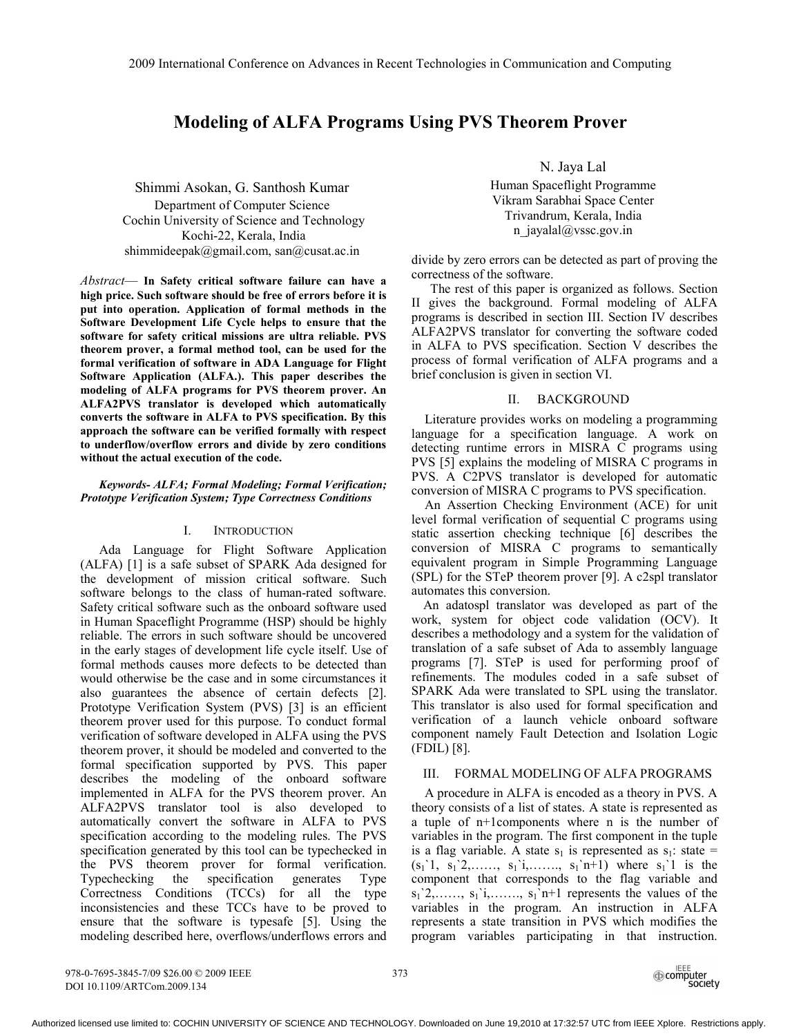# Modeling of ALFA Programs Using PVS Theorem Prover

Shimmi Asokan, G. Santhosh Kumar
Department of Computer Science
Cochin University of Science and Technology
Kochi-22, Kerala, India
shimmideepak@gmail.com, san@cusat.ac.in

N. Jaya Lal
Human Spaceflight Programme
Vikram Sarabhai Space Center
Trivandrum, Kerala, India
n_jayalal@vssc.gov.in

*Abstract*— **In Safety critical software failure can have a high price. Such software should be free of errors before it is put into operation. Application of formal methods in the Software Development Life Cycle helps to ensure that the software for safety critical missions are ultra reliable. PVS theorem prover, a formal method tool, can be used for the formal verification of software in ADA Language for Flight Software Application (ALFA.). This paper describes the modeling of ALFA programs for PVS theorem prover. An ALFA2PVS translator is developed which automatically converts the software in ALFA to PVS specification. By this approach the software can be verified formally with respect to underflow/overflow errors and divide by zero conditions without the actual execution of the code.**

***Keywords- ALFA; Formal Modeling; Formal Verification; Prototype Verification System; Type Correctness Conditions***

## I. Introduction

Ada Language for Flight Software Application (ALFA) [1] is a safe subset of SPARK Ada designed for the development of mission critical software. Such software belongs to the class of human-rated software. Safety critical software such as the onboard software used in Human Spaceflight Programme (HSP) should be highly reliable. The errors in such software should be uncovered in the early stages of development life cycle itself. Use of formal methods causes more defects to be detected than would otherwise be the case and in some circumstances it also guarantees the absence of certain defects [2]. Prototype Verification System (PVS) [3] is an efficient theorem prover used for this purpose. To conduct formal verification of software developed in ALFA using the PVS theorem prover, it should be modeled and converted to the formal specification supported by PVS. This paper describes the modeling of the onboard software implemented in ALFA for the PVS theorem prover. An ALFA2PVS translator tool is also developed to automatically convert the software in ALFA to PVS specification according to the modeling rules. The PVS specification generated by this tool can be typechecked in the PVS theorem prover for formal verification. Typechecking the specification generates Type Correctness Conditions (TCCs) for all the type inconsistencies and these TCCs have to be proved to ensure that the software is typesafe [5]. Using the modeling described here, overflows/underflows errors and divide by zero errors can be detected as part of proving the correctness of the software.

The rest of this paper is organized as follows. Section II gives the background. Formal modeling of ALFA programs is described in section III. Section IV describes ALFA2PVS translator for converting the software coded in ALFA to PVS specification. Section V describes the process of formal verification of ALFA programs and a brief conclusion is given in section VI.

## II. Background

Literature provides works on modeling a programming language for a specification language. A work on detecting runtime errors in MISRA C programs using PVS [5] explains the modeling of MISRA C programs in PVS. A C2PVS translator is developed for automatic conversion of MISRA C programs to PVS specification.

An Assertion Checking Environment (ACE) for unit level formal verification of sequential C programs using static assertion checking technique [6] describes the conversion of MISRA C programs to semantically equivalent program in Simple Programming Language (SPL) for the STeP theorem prover [9]. A c2spl translator automates this conversion.

An adatospl translator was developed as part of the work, system for object code validation (OCV). It describes a methodology and a system for the validation of translation of a safe subset of Ada to assembly language programs [7]. STeP is used for performing proof of refinements. The modules coded in a safe subset of SPARK Ada were translated to SPL using the translator. This translator is also used for formal specification and verification of a launch vehicle onboard software component namely Fault Detection and Isolation Logic (FDIL) [8].

## III. Formal Modeling of ALFA Programs

A procedure in ALFA is encoded as a theory in PVS. A theory consists of a list of states. A state is represented as a tuple of n+1components where n is the number of variables in the program. The first component in the tuple is a flag variable. A state $s_1$ is represented as $s_1$: state = ($s_1$\`1, $s_1$\`2,……, $s_1$\`i,……., $s_1$\`n+1) where $s_1$\`1 is the component that corresponds to the flag variable and $s_1$\`2,……, $s_1$\`i,……., $s_1$\`n+1 represents the values of the variables in the program. An instruction in ALFA represents a state transition in PVS which modifies the program variables participating in that instruction.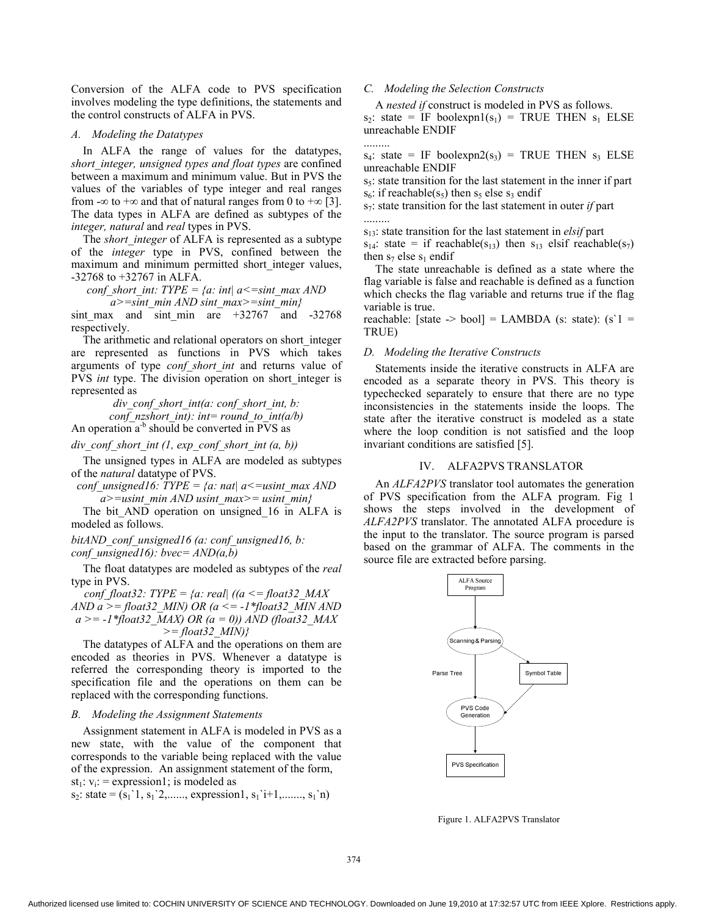Conversion of the ALFA code to PVS specification involves modeling the type definitions, the statements and the control constructs of ALFA in PVS.

### A. Modeling the Datatypes

In ALFA the range of values for the datatypes, *short_integer, unsigned types and float types* are confined between a maximum and minimum value. But in PVS the values of the variables of type integer and real ranges from $-\infty$ to $+\infty$ and that of natural ranges from 0 to $+\infty$ [3]. The data types in ALFA are defined as subtypes of the *integer, natural* and *real* types in PVS.

The *short_integer* of ALFA is represented as a subtype of the *integer* type in PVS, confined between the maximum and minimum permitted short_integer values, -32768 to +32767 in ALFA.

*conf_short_int: TYPE = {a: int| a<=sint_max AND a>=sint_min AND sint_max>=sint_min}*

sint_max and sint_min are +32767 and -32768 respectively.

The arithmetic and relational operators on short_integer are represented as functions in PVS which takes arguments of type *conf_short_int* and returns value of PVS *int* type. The division operation on short_integer is represented as

*div_conf_short_int(a: conf_short_int, b: conf_nzshort_int): int= round_to_int(a/b)*

An operation $a^{-b}$ should be converted in PVS as

*div_conf_short_int (1, exp_conf_short_int (a, b))*

The unsigned types in ALFA are modeled as subtypes of the *natural* datatype of PVS.

*conf_unsigned16: TYPE = {a: nat| a<=usint_max AND a>=usint_min AND usint_max>= usint_min}*

The bit_AND operation on unsigned_16 in ALFA is modeled as follows.

*bitAND_conf_unsigned16 (a: conf_unsigned16, b: conf_unsigned16): bvec= AND(a,b)*

The float datatypes are modeled as subtypes of the *real* type in PVS.

*conf_float32: TYPE = {a: real| ((a <= float32_MAX AND a >= float32_MIN) OR (a <= -1*float32_MIN AND a >= -1*float32_MAX) OR (a = 0)) AND (float32_MAX >= float32_MIN)}*

The datatypes of ALFA and the operations on them are encoded as theories in PVS. Whenever a datatype is referred the corresponding theory is imported to the specification file and the operations on them can be replaced with the corresponding functions.

### B. Modeling the Assignment Statements

Assignment statement in ALFA is modeled in PVS as a new state, with the value of the component that corresponds to the variable being replaced with the value of the expression. An assignment statement of the form,

$st_1$: $v_i$: = expression1; is modeled as

$s_2$: state = ($s_1$\`1, $s_1$\`2,......, expression1, $s_1$\`i+1,......., $s_1$\`n)

### C. Modeling the Selection Constructs

A *nested if* construct is modeled in PVS as follows.

$s_2$: state = IF boolexpn1($s_1$) = TRUE THEN $s_1$ ELSE unreachable ENDIF

.........

$s_4$: state = IF boolexpn2($s_3$) = TRUE THEN $s_3$ ELSE unreachable ENDIF

$s_5$: state transition for the last statement in the inner if part

$s_6$: if reachable($s_5$) then $s_5$ else $s_3$ endif

$s_7$: state transition for the last statement in outer *if* part

.........

$s_{13}$: state transition for the last statement in *elsif* part

$s_{14}$: state = if reachable($s_{13}$) then $s_{13}$ elsif reachable($s_7$) then $s_7$ else $s_1$ endif

The state unreachable is defined as a state where the flag variable is false and reachable is defined as a function which checks the flag variable and returns true if the flag variable is true.

reachable: [state -> bool] = LAMBDA (s: state): (s\`1 = TRUE)

### D. Modeling the Iterative Constructs

Statements inside the iterative constructs in ALFA are encoded as a separate theory in PVS. This theory is typechecked separately to ensure that there are no type inconsistencies in the statements inside the loops. The state after the iterative construct is modeled as a state where the loop condition is not satisfied and the loop invariant conditions are satisfied [5].

## IV. ALFA2PVS TRANSLATOR

An *ALFA2PVS* translator tool automates the generation of PVS specification from the ALFA program. Fig 1 shows the steps involved in the development of *ALFA2PVS* translator. The annotated ALFA procedure is the input to the translator. The source program is parsed based on the grammar of ALFA. The comments in the source file are extracted before parsing.

Figure 1. ALFA2PVS Translator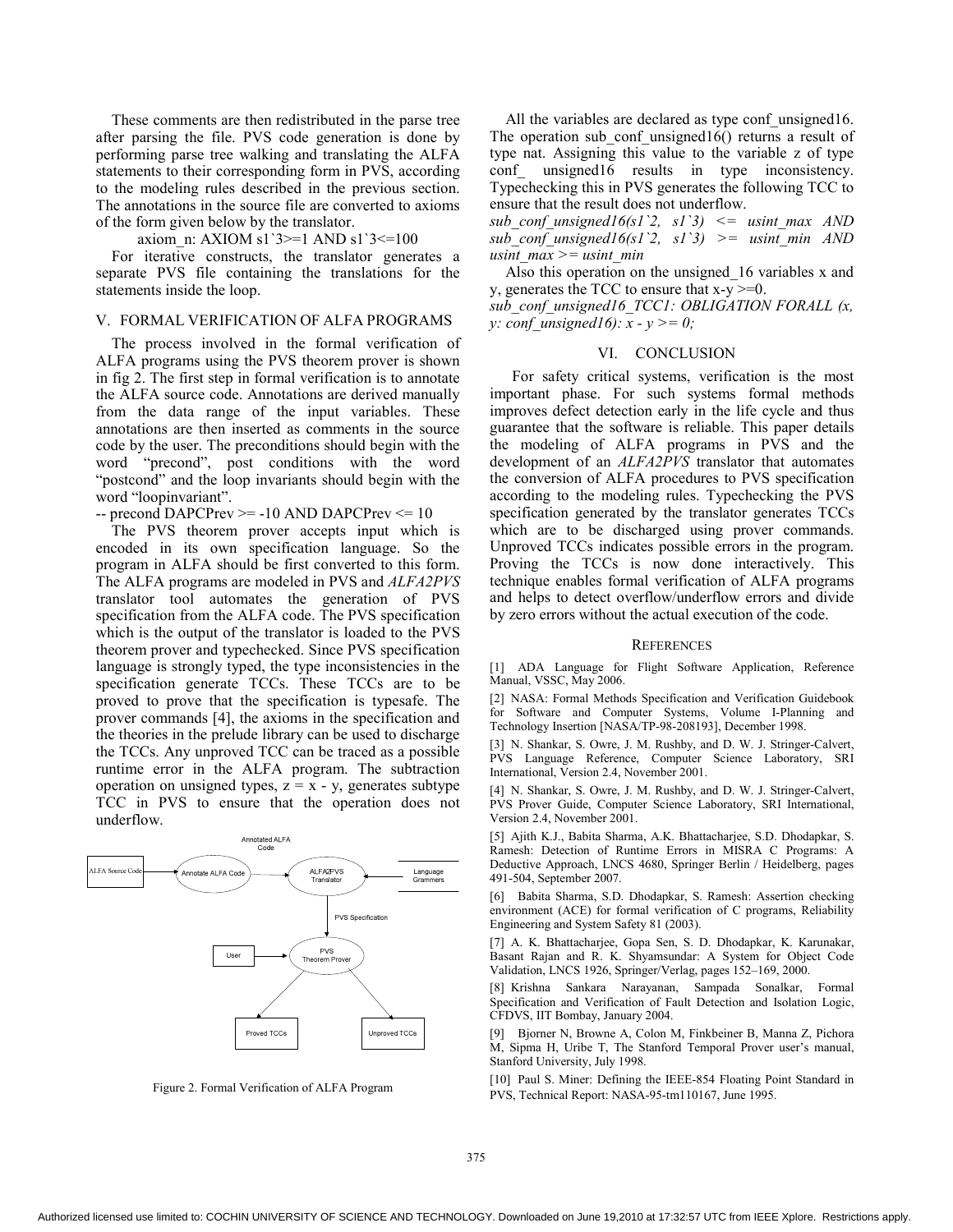These comments are then redistributed in the parse tree after parsing the file. PVS code generation is done by performing parse tree walking and translating the ALFA statements to their corresponding form in PVS, according to the modeling rules described in the previous section. The annotations in the source file are converted to axioms of the form given below by the translator.

axiom_n: AXIOM s1`3>=1 AND s1`3<=100

For iterative constructs, the translator generates a separate PVS file containing the translations for the statements inside the loop.

## V. FORMAL VERIFICATION OF ALFA PROGRAMS

The process involved in the formal verification of ALFA programs using the PVS theorem prover is shown in fig 2. The first step in formal verification is to annotate the ALFA source code. Annotations are derived manually from the data range of the input variables. These annotations are then inserted as comments in the source code by the user. The preconditions should begin with the word "precond", post conditions with the word "postcond" and the loop invariants should begin with the word "loopinvariant".

-- precond DAPCPrev >= -10 AND DAPCPrev <= 10

The PVS theorem prover accepts input which is encoded in its own specification language. So the program in ALFA should be first converted to this form. The ALFA programs are modeled in PVS and *ALFA2PVS* translator tool automates the generation of PVS specification from the ALFA code. The PVS specification which is the output of the translator is loaded to the PVS theorem prover and typechecked. Since PVS specification language is strongly typed, the type inconsistencies in the specification generate TCCs. These TCCs are to be proved to prove that the specification is typesafe. The prover commands [4], the axioms in the specification and the theories in the prelude library can be used to discharge the TCCs. Any unproved TCC can be traced as a possible runtime error in the ALFA program. The subtraction operation on unsigned types, z = x - y, generates subtype TCC in PVS to ensure that the operation does not underflow.

Annotated ALFA Code

ALFA Source Code

Annotate ALFA Code

ALFA2PVS Translator

Language Grammers

PVS Specification

User

PVS Theorem Prover

Proved TCCs

Unproved TCCs

Figure 2. Formal Verification of ALFA Program

All the variables are declared as type conf_unsigned16. The operation sub_conf_unsigned16() returns a result of type nat. Assigning this value to the variable z of type conf_ unsigned16 results in type inconsistency. Typechecking this in PVS generates the following TCC to ensure that the result does not underflow.

*sub_conf_unsigned16(s1`2, s1`3) <= usint_max AND sub_conf_unsigned16(s1`2, s1`3) >= usint_min AND usint_max >= usint_min*

Also this operation on the unsigned_16 variables x and y, generates the TCC to ensure that x-y >=0.

*sub_conf_unsigned16_TCC1: OBLIGATION FORALL (x, y: conf_unsigned16): x - y >= 0;*

## VI. CONCLUSION

For safety critical systems, verification is the most important phase. For such systems formal methods improves defect detection early in the life cycle and thus guarantee that the software is reliable. This paper details the modeling of ALFA programs in PVS and the development of an *ALFA2PVS* translator that automates the conversion of ALFA procedures to PVS specification according to the modeling rules. Typechecking the PVS specification generated by the translator generates TCCs which are to be discharged using prover commands. Unproved TCCs indicates possible errors in the program. Proving the TCCs is now done interactively. This technique enables formal verification of ALFA programs and helps to detect overflow/underflow errors and divide by zero errors without the actual execution of the code.

## REFERENCES

[1] ADA Language for Flight Software Application, Reference Manual, VSSC, May 2006.

[2] NASA: Formal Methods Specification and Verification Guidebook for Software and Computer Systems, Volume I-Planning and Technology Insertion [NASA/TP-98-208193], December 1998.

[3] N. Shankar, S. Owre, J. M. Rushby, and D. W. J. Stringer-Calvert, PVS Language Reference, Computer Science Laboratory, SRI International, Version 2.4, November 2001.

[4] N. Shankar, S. Owre, J. M. Rushby, and D. W. J. Stringer-Calvert, PVS Prover Guide, Computer Science Laboratory, SRI International, Version 2.4, November 2001.

[5] Ajith K.J., Babita Sharma, A.K. Bhattacharjee, S.D. Dhodapkar, S. Ramesh: Detection of Runtime Errors in MISRA C Programs: A Deductive Approach, LNCS 4680, Springer Berlin / Heidelberg, pages 491-504, September 2007.

[6] Babita Sharma, S.D. Dhodapkar, S. Ramesh: Assertion checking environment (ACE) for formal verification of C programs, Reliability Engineering and System Safety 81 (2003).

[7] A. K. Bhattacharjee, Gopa Sen, S. D. Dhodapkar, K. Karunakar, Basant Rajan and R. K. Shyamsundar: A System for Object Code Validation, LNCS 1926, Springer/Verlag, pages 152–169, 2000.

[8] Krishna Sankara Narayanan, Sampada Sonalkar, Formal Specification and Verification of Fault Detection and Isolation Logic, CFDVS, IIT Bombay, January 2004.

[9] Bjorner N, Browne A, Colon M, Finkbeiner B, Manna Z, Pichora M, Sipma H, Uribe T, The Stanford Temporal Prover user's manual, Stanford University, July 1998.

[10] Paul S. Miner: Defining the IEEE-854 Floating Point Standard in PVS, Technical Report: NASA-95-tm110167, June 1995.